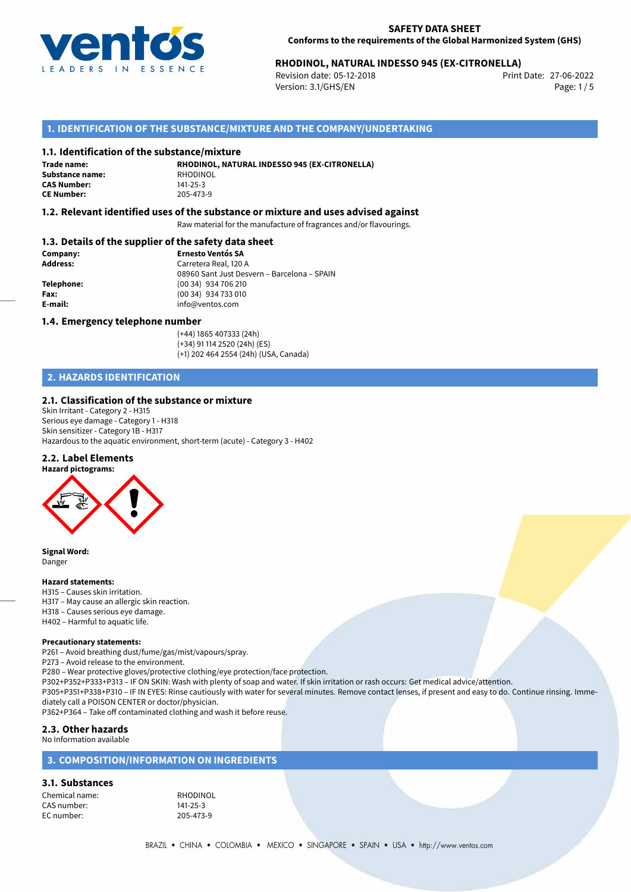**SAFETY DATA SHEET**
**Conforms to the requirements of the Global Harmonized System (GHS)**

**RHODINOL, NATURAL INDESSO 945 (EX-CITRONELLA)**
Revision date: 05-12-2018
Version: 3.1/GHS/EN
Print Date: 27-06-2022

## 1. IDENTIFICATION OF THE SUBSTANCE/MIXTURE AND THE COMPANY/UNDERTAKING

### 1.1. Identification of the substance/mixture

**Trade name:** RHODINOL, NATURAL INDESSO 945 (EX-CITRONELLA)
**Substance name:** RHODINOL
**CAS Number:** 141-25-3
**CE Number:** 205-473-9

### 1.2. Relevant identified uses of the substance or mixture and uses advised against

Raw material for the manufacture of fragrances and/or flavourings.

### 1.3. Details of the supplier of the safety data sheet

**Company:** Ernesto Ventós SA
**Address:** Carretera Real, 120 A
08960 Sant Just Desvern – Barcelona – SPAIN
**Telephone:** (00 34) 934 706 210
**Fax:** (00 34) 934 733 010
**E-mail:** info@ventos.com

### 1.4. Emergency telephone number

(+44) 1865 407333 (24h)
(+34) 91 114 2520 (24h) (ES)
(+1) 202 464 2554 (24h) (USA, Canada)

## 2. HAZARDS IDENTIFICATION

### 2.1. Classification of the substance or mixture

Skin Irritant - Category 2 - H315
Serious eye damage - Category 1 - H318
Skin sensitizer - Category 1B - H317
Hazardous to the aquatic environment, short-term (acute) - Category 3 - H402

### 2.2. Label Elements

**Hazard pictograms:**

**Signal Word:**
Danger

**Hazard statements:**
H315 – Causes skin irritation.
H317 – May cause an allergic skin reaction.
H318 – Causes serious eye damage.
H402 – Harmful to aquatic life.

**Precautionary statements:**
P261 – Avoid breathing dust/fume/gas/mist/vapours/spray.
P273 – Avoid release to the environment.
P280 – Wear protective gloves/protective clothing/eye protection/face protection.
P302+P352+P333+P313 – IF ON SKIN: Wash with plenty of soap and water. If skin irritation or rash occurs: Get medical advice/attention.
P305+P351+P338+P310 – IF IN EYES: Rinse cautiously with water for several minutes. Remove contact lenses, if present and easy to do. Continue rinsing. Immediately call a POISON CENTER or doctor/physician.
P362+P364 – Take off contaminated clothing and wash it before reuse.

### 2.3. Other hazards

No Information available

## 3. COMPOSITION/INFORMATION ON INGREDIENTS

### 3.1. Substances

Chemical name: RHODINOL
CAS number: 141-25-3
EC number: 205-473-9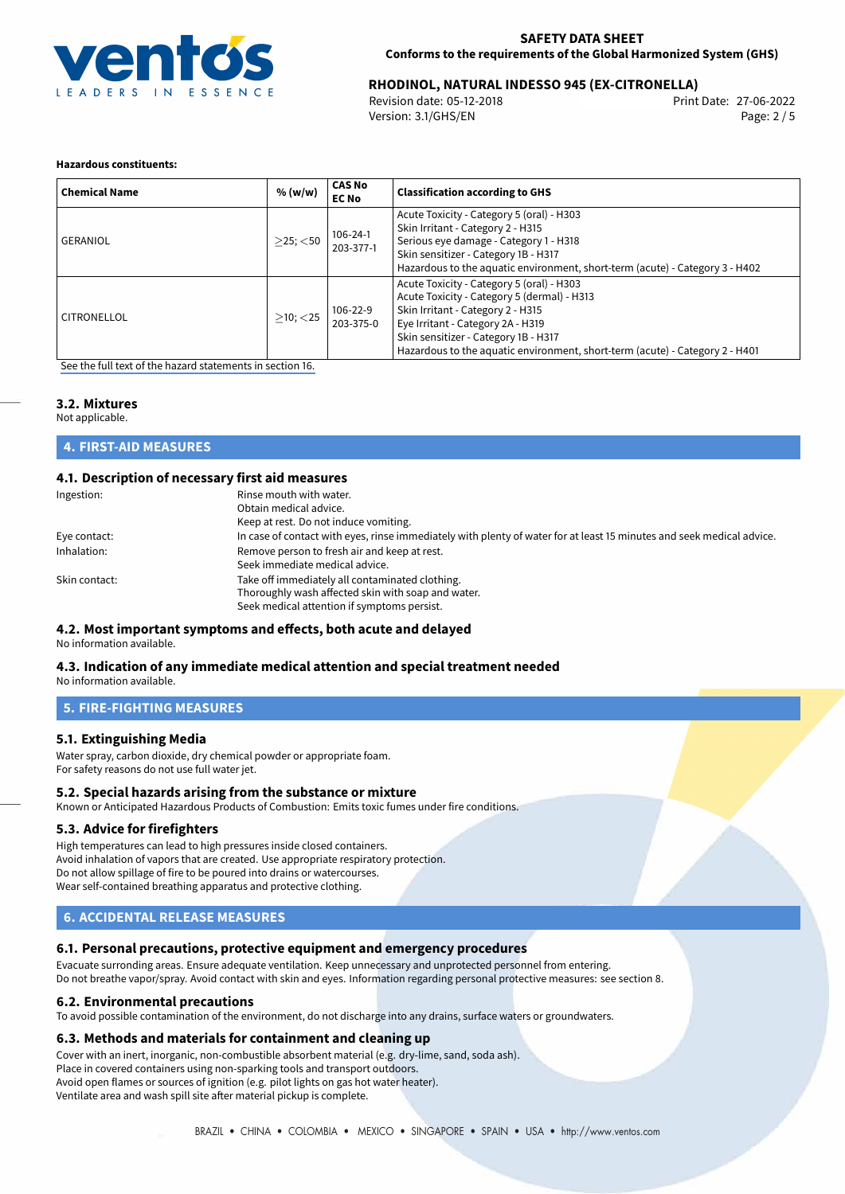**Hazardous constituents:**

| Chemical Name | % (w/w) | CAS No<br>EC No | Classification according to GHS |
|---|---|---|---|
| GERANIOL | ≥25; <50 | 106-24-1<br>203-377-1 | Acute Toxicity - Category 5 (oral) - H303<br>Skin Irritant - Category 2 - H315<br>Serious eye damage - Category 1 - H318<br>Skin sensitizer - Category 1B - H317<br>Hazardous to the aquatic environment, short-term (acute) - Category 3 - H402 |
| CITRONELLOL | ≥10; <25 | 106-22-9<br>203-375-0 | Acute Toxicity - Category 5 (oral) - H303<br>Acute Toxicity - Category 5 (dermal) - H313<br>Skin Irritant - Category 2 - H315<br>Eye Irritant - Category 2A - H319<br>Skin sensitizer - Category 1B - H317<br>Hazardous to the aquatic environment, short-term (acute) - Category 2 - H401 |

See the full text of the hazard statements in section 16.

### 3.2. Mixtures

Not applicable.

## 4. FIRST-AID MEASURES

### 4.1. Description of necessary first aid measures

Ingestion: Rinse mouth with water. Obtain medical advice. Keep at rest. Do not induce vomiting.

Eye contact: In case of contact with eyes, rinse immediately with plenty of water for at least 15 minutes and seek medical advice.

Inhalation: Remove person to fresh air and keep at rest. Seek immediate medical advice.

Skin contact: Take off immediately all contaminated clothing. Thoroughly wash affected skin with soap and water. Seek medical attention if symptoms persist.

### 4.2. Most important symptoms and effects, both acute and delayed

No information available.

### 4.3. Indication of any immediate medical attention and special treatment needed

No information available.

## 5. FIRE-FIGHTING MEASURES

### 5.1. Extinguishing Media

Water spray, carbon dioxide, dry chemical powder or appropriate foam.
For safety reasons do not use full water jet.

### 5.2. Special hazards arising from the substance or mixture

Known or Anticipated Hazardous Products of Combustion: Emits toxic fumes under fire conditions.

### 5.3. Advice for firefighters

High temperatures can lead to high pressures inside closed containers.
Avoid inhalation of vapors that are created. Use appropriate respiratory protection.
Do not allow spillage of fire to be poured into drains or watercourses.
Wear self-contained breathing apparatus and protective clothing.

## 6. ACCIDENTAL RELEASE MEASURES

### 6.1. Personal precautions, protective equipment and emergency procedures

Evacuate surronding areas. Ensure adequate ventilation. Keep unnecessary and unprotected personnel from entering.
Do not breathe vapor/spray. Avoid contact with skin and eyes. Information regarding personal protective measures: see section 8.

### 6.2. Environmental precautions

To avoid possible contamination of the environment, do not discharge into any drains, surface waters or groundwaters.

### 6.3. Methods and materials for containment and cleaning up

Cover with an inert, inorganic, non-combustible absorbent material (e.g. dry-lime, sand, soda ash).
Place in covered containers using non-sparking tools and transport outdoors.
Avoid open flames or sources of ignition (e.g. pilot lights on gas hot water heater).
Ventilate area and wash spill site after material pickup is complete.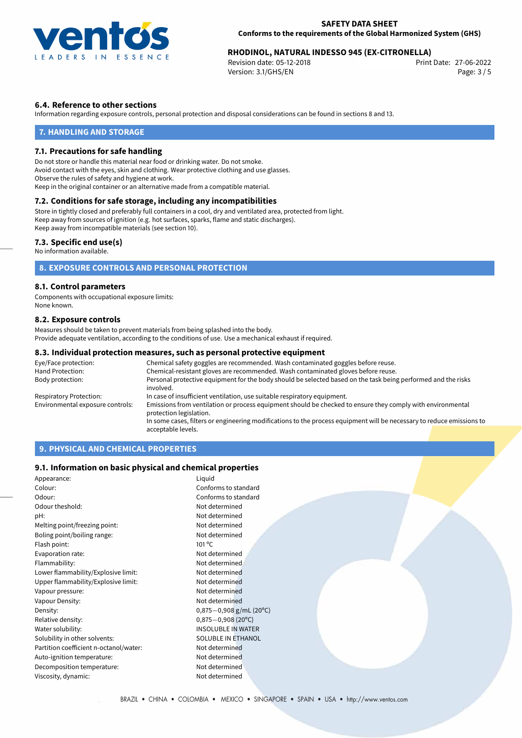### 6.4. Reference to other sections

Information regarding exposure controls, personal protection and disposal considerations can be found in sections 8 and 13.

## 7. HANDLING AND STORAGE

### 7.1. Precautions for safe handling

Do not store or handle this material near food or drinking water. Do not smoke.
Avoid contact with the eyes, skin and clothing. Wear protective clothing and use glasses.
Observe the rules of safety and hygiene at work.
Keep in the original container or an alternative made from a compatible material.

### 7.2. Conditions for safe storage, including any incompatibilities

Store in tightly closed and preferably full containers in a cool, dry and ventilated area, protected from light.
Keep away from sources of ignition (e.g. hot surfaces, sparks, flame and static discharges).
Keep away from incompatible materials (see section 10).

### 7.3. Specific end use(s)

No information available.

## 8. EXPOSURE CONTROLS AND PERSONAL PROTECTION

### 8.1. Control parameters

Components with occupational exposure limits:
None known.

### 8.2. Exposure controls

Measures should be taken to prevent materials from being splashed into the body.
Provide adequate ventilation, according to the conditions of use. Use a mechanical exhaust if required.

### 8.3. Individual protection measures, such as personal protective equipment

| | |
|---|---|
| Eye/Face protection: | Chemical safety goggles are recommended. Wash contaminated goggles before reuse. |
| Hand Protection: | Chemical-resistant gloves are recommended. Wash contaminated gloves before reuse. |
| Body protection: | Personal protective equipment for the body should be selected based on the task being performed and the risks involved. |
| Respiratory Protection: | In case of insufficient ventilation, use suitable respiratory equipment. |
| Environmental exposure controls: | Emissions from ventilation or process equipment should be checked to ensure they comply with environmental protection legislation. In some cases, filters or engineering modifications to the process equipment will be necessary to reduce emissions to acceptable levels. |

## 9. PHYSICAL AND CHEMICAL PROPERTIES

### 9.1. Information on basic physical and chemical properties

| | |
|---|---|
| Appearance: | Liquid |
| Colour: | Conforms to standard |
| Odour: | Conforms to standard |
| Odour theshold: | Not determined |
| pH: | Not determined |
| Melting point/freezing point: | Not determined |
| Boling point/boiling range: | Not determined |
| Flash point: | 101 °C |
| Evaporation rate: | Not determined |
| Flammability: | Not determined |
| Lower flammability/Explosive limit: | Not determined |
| Upper flammability/Explosive limit: | Not determined |
| Vapour pressure: | Not determined |
| Vapour Density: | Not determined |
| Density: | 0,875—0,908 g/mL (20°C) |
| Relative density: | 0,875—0,908 (20°C) |
| Water solubility: | INSOLUBLE IN WATER |
| Solubility in other solvents: | SOLUBLE IN ETHANOL |
| Partition coefficient n-octanol/water: | Not determined |
| Auto-ignition temperature: | Not determined |
| Decomposition temperature: | Not determined |
| Viscosity, dynamic: | Not determined |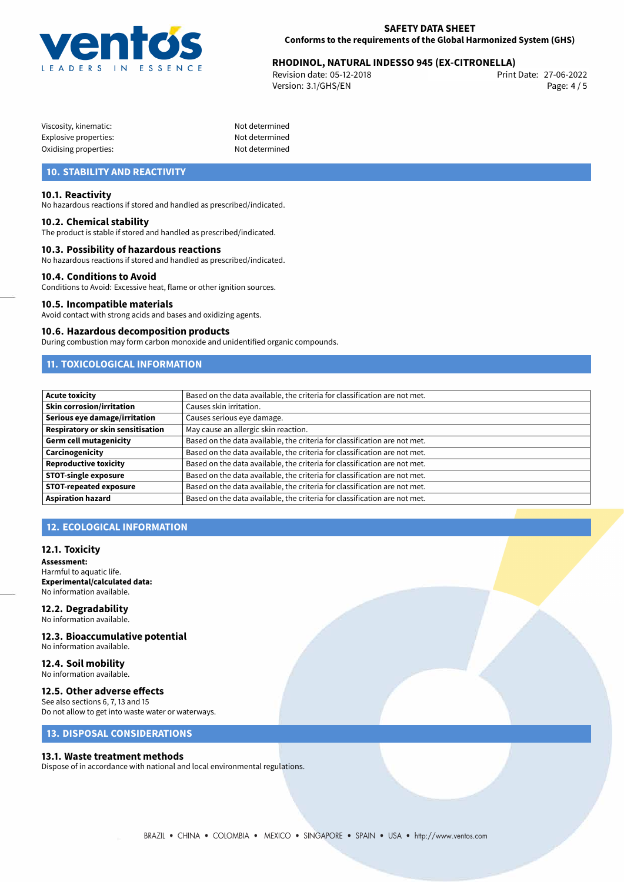| | |
|---|---|
| Viscosity, kinematic: | Not determined |
| Explosive properties: | Not determined |
| Oxidising properties: | Not determined |

## 10. STABILITY AND REACTIVITY

### 10.1. Reactivity
No hazardous reactions if stored and handled as prescribed/indicated.

### 10.2. Chemical stability
The product is stable if stored and handled as prescribed/indicated.

### 10.3. Possibility of hazardous reactions
No hazardous reactions if stored and handled as prescribed/indicated.

### 10.4. Conditions to Avoid
Conditions to Avoid: Excessive heat, flame or other ignition sources.

### 10.5. Incompatible materials
Avoid contact with strong acids and bases and oxidizing agents.

### 10.6. Hazardous decomposition products
During combustion may form carbon monoxide and unidentified organic compounds.

## 11. TOXICOLOGICAL INFORMATION

| | |
|---|---|
| **Acute toxicity** | Based on the data available, the criteria for classification are not met. |
| **Skin corrosion/irritation** | Causes skin irritation. |
| **Serious eye damage/irritation** | Causes serious eye damage. |
| **Respiratory or skin sensitisation** | May cause an allergic skin reaction. |
| **Germ cell mutagenicity** | Based on the data available, the criteria for classification are not met. |
| **Carcinogenicity** | Based on the data available, the criteria for classification are not met. |
| **Reproductive toxicity** | Based on the data available, the criteria for classification are not met. |
| **STOT-single exposure** | Based on the data available, the criteria for classification are not met. |
| **STOT-repeated exposure** | Based on the data available, the criteria for classification are not met. |
| **Aspiration hazard** | Based on the data available, the criteria for classification are not met. |

## 12. ECOLOGICAL INFORMATION

### 12.1. Toxicity
**Assessment:**
Harmful to aquatic life.
**Experimental/calculated data:**
No information available.

### 12.2. Degradability
No information available.

### 12.3. Bioaccumulative potential
No information available.

### 12.4. Soil mobility
No information available.

### 12.5. Other adverse effects
See also sections 6, 7, 13 and 15
Do not allow to get into waste water or waterways.

## 13. DISPOSAL CONSIDERATIONS

### 13.1. Waste treatment methods
Dispose of in accordance with national and local environmental regulations.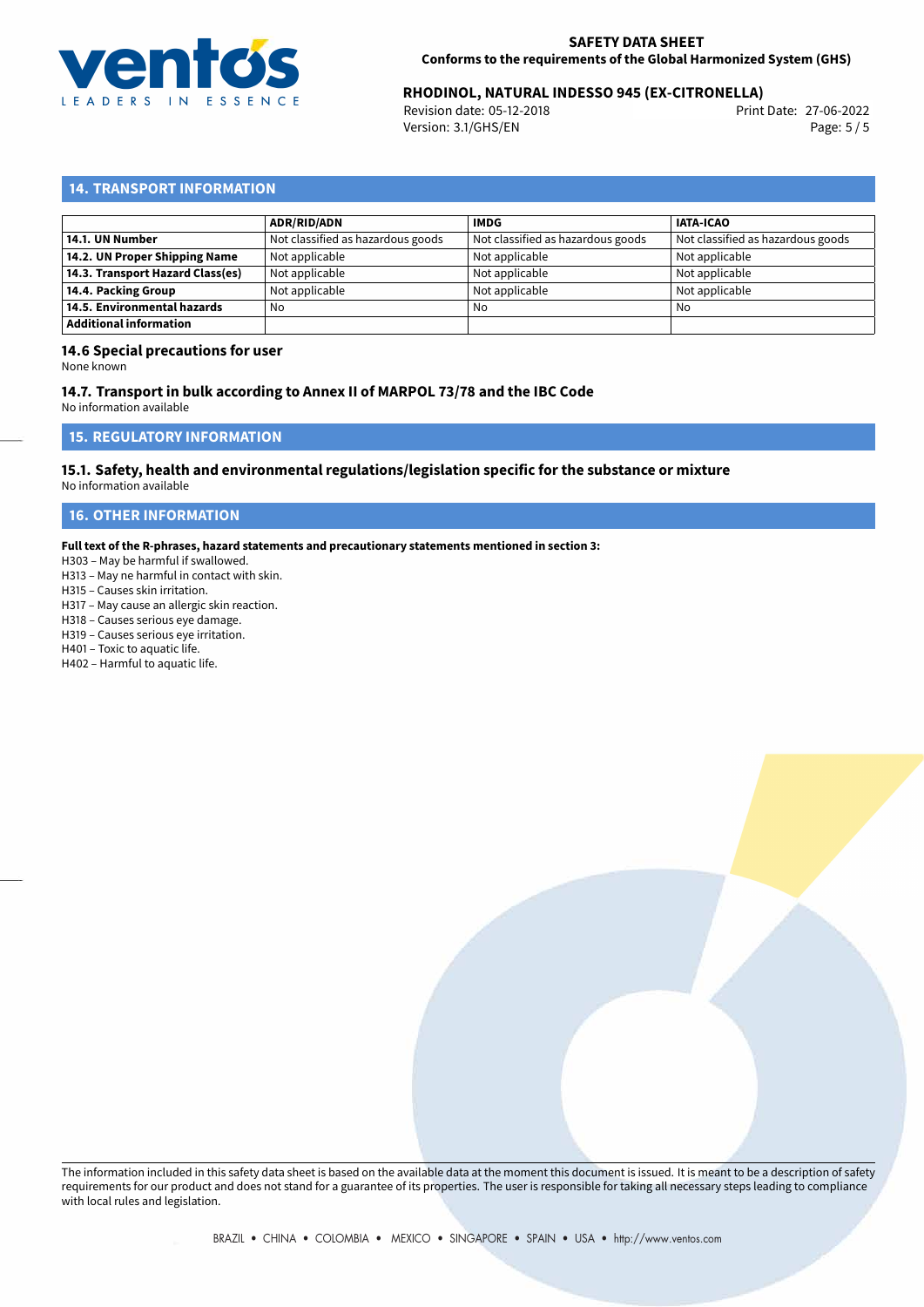## 14. TRANSPORT INFORMATION

| | ADR/RID/ADN | IMDG | IATA-ICAO |
|---|---|---|---|
| **14.1. UN Number** | Not classified as hazardous goods | Not classified as hazardous goods | Not classified as hazardous goods |
| **14.2. UN Proper Shipping Name** | Not applicable | Not applicable | Not applicable |
| **14.3. Transport Hazard Class(es)** | Not applicable | Not applicable | Not applicable |
| **14.4. Packing Group** | Not applicable | Not applicable | Not applicable |
| **14.5. Environmental hazards** | No | No | No |
| **Additional information** | | | |

### 14.6 Special precautions for user

None known

### 14.7. Transport in bulk according to Annex II of MARPOL 73/78 and the IBC Code

No information available

## 15. REGULATORY INFORMATION

### 15.1. Safety, health and environmental regulations/legislation specific for the substance or mixture

No information available

## 16. OTHER INFORMATION

**Full text of the R-phrases, hazard statements and precautionary statements mentioned in section 3:**

H303 – May be harmful if swallowed.
H313 – May ne harmful in contact with skin.
H315 – Causes skin irritation.
H317 – May cause an allergic skin reaction.
H318 – Causes serious eye damage.
H319 – Causes serious eye irritation.
H401 – Toxic to aquatic life.
H402 – Harmful to aquatic life.

The information included in this safety data sheet is based on the available data at the moment this document is issued. It is meant to be a description of safety requirements for our product and does not stand for a guarantee of its properties. The user is responsible for taking all necessary steps leading to compliance with local rules and legislation.